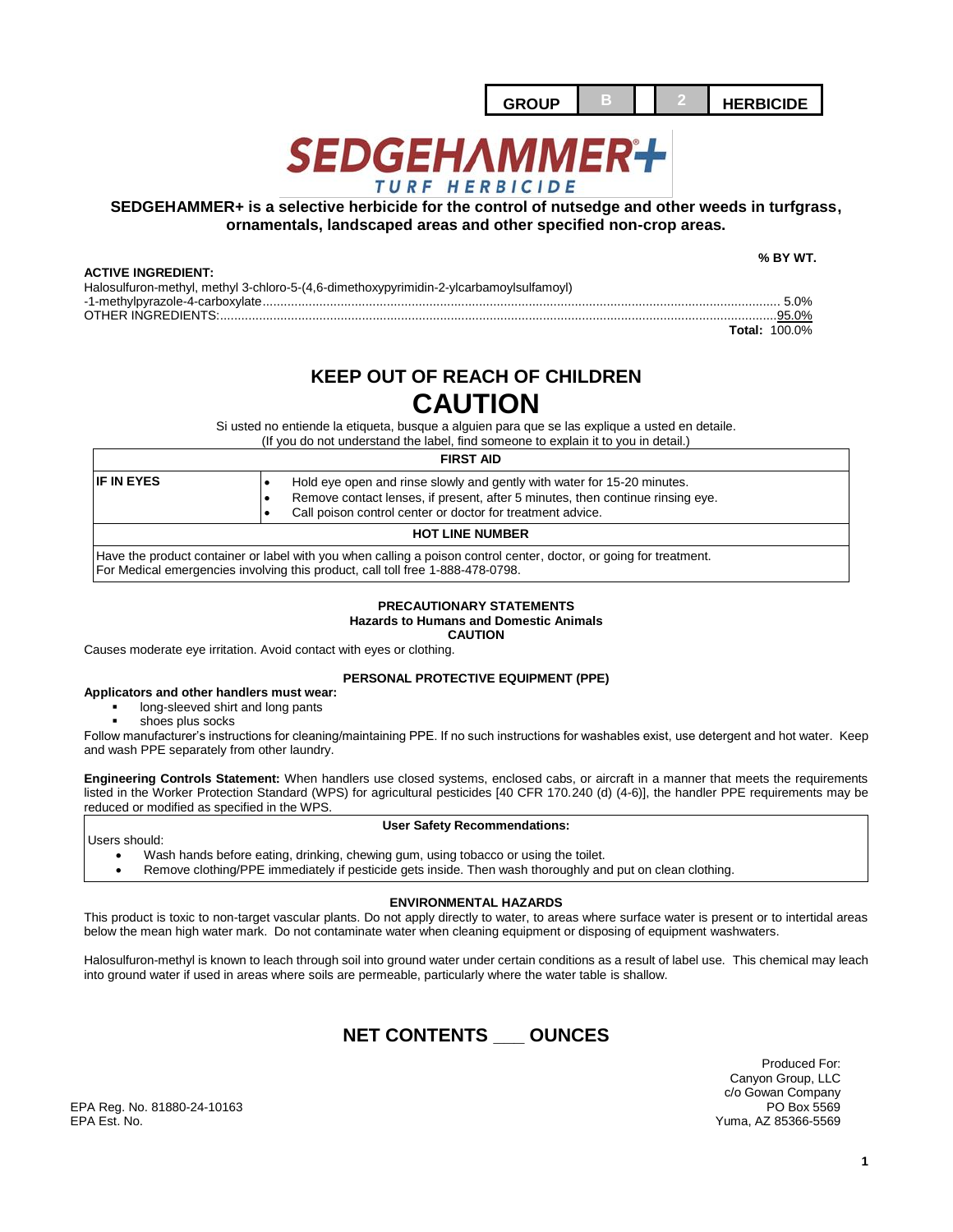| GROUP | B | | 2 | HERBICIDE |
|---|---|---|---|---|

# SEDGEHAMMER+
## TURF HERBICIDE

**SEDGEHAMMER+ is a selective herbicide for the control of nutsedge and other weeds in turfgrass, ornamentals, landscaped areas and other specified non-crop areas.**

| **ACTIVE INGREDIENT:** | **% BY WT.** |
|---|---|
| Halosulfuron-methyl, methyl 3-chloro-5-(4,6-dimethoxypyrimidin-2-ylcarbamoylsulfamoyl) -1-methylpyrazole-4-carboxylate | 5.0% |
| OTHER INGREDIENTS: | 95.0% |
| **Total:** | 100.0% |

## KEEP OUT OF REACH OF CHILDREN

# CAUTION

Si usted no entiende la etiqueta, busque a alguien para que se las explique a usted en detaile.
(If you do not understand the label, find someone to explain it to you in detail.)

| **FIRST AID** | |
|---|---|
| **IF IN EYES** | • Hold eye open and rinse slowly and gently with water for 15-20 minutes.<br>• Remove contact lenses, if present, after 5 minutes, then continue rinsing eye.<br>• Call poison control center or doctor for treatment advice. |
| **HOT LINE NUMBER** | |
| Have the product container or label with you when calling a poison control center, doctor, or going for treatment. For Medical emergencies involving this product, call toll free 1-888-478-0798. | |

### PRECAUTIONARY STATEMENTS
**Hazards to Humans and Domestic Animals**
**CAUTION**

Causes moderate eye irritation. Avoid contact with eyes or clothing.

### PERSONAL PROTECTIVE EQUIPMENT (PPE)

**Applicators and other handlers must wear:**

- long-sleeved shirt and long pants
- shoes plus socks

Follow manufacturer's instructions for cleaning/maintaining PPE. If no such instructions for washables exist, use detergent and hot water. Keep and wash PPE separately from other laundry.

**Engineering Controls Statement:** When handlers use closed systems, enclosed cabs, or aircraft in a manner that meets the requirements listed in the Worker Protection Standard (WPS) for agricultural pesticides [40 CFR 170.240 (d) (4-6)], the handler PPE requirements may be reduced or modified as specified in the WPS.

**User Safety Recommendations:**

Users should:

- Wash hands before eating, drinking, chewing gum, using tobacco or using the toilet.
- Remove clothing/PPE immediately if pesticide gets inside. Then wash thoroughly and put on clean clothing.

### ENVIRONMENTAL HAZARDS

This product is toxic to non-target vascular plants. Do not apply directly to water, to areas where surface water is present or to intertidal areas below the mean high water mark. Do not contaminate water when cleaning equipment or disposing of equipment washwaters.

Halosulfuron-methyl is known to leach through soil into ground water under certain conditions as a result of label use. This chemical may leach into ground water if used in areas where soils are permeable, particularly where the water table is shallow.

## NET CONTENTS ___ OUNCES

EPA Reg. No. 81880-24-10163
EPA Est. No.

Produced For:
Canyon Group, LLC
c/o Gowan Company
PO Box 5569
Yuma, AZ 85366-5569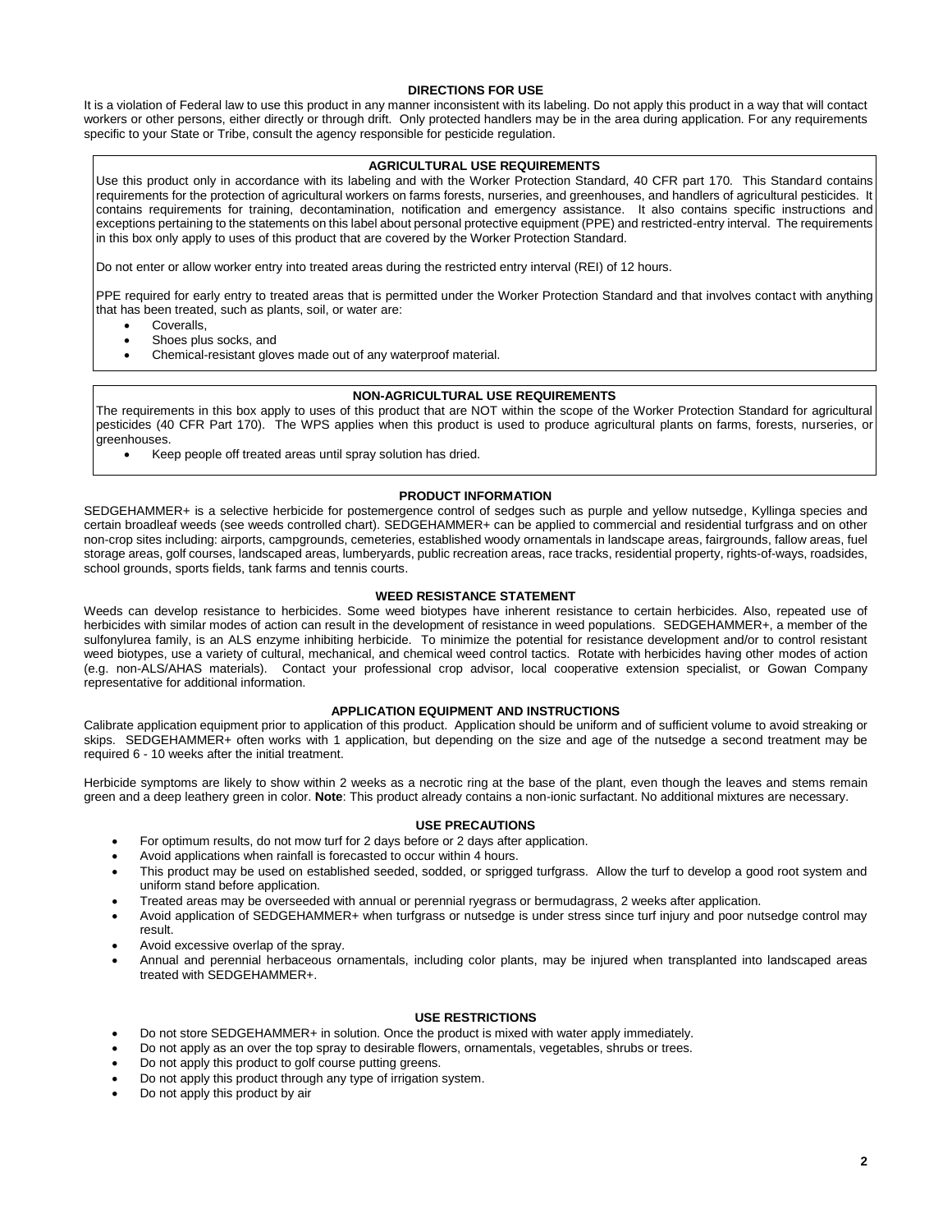## DIRECTIONS FOR USE

It is a violation of Federal law to use this product in any manner inconsistent with its labeling. Do not apply this product in a way that will contact workers or other persons, either directly or through drift. Only protected handlers may be in the area during application. For any requirements specific to your State or Tribe, consult the agency responsible for pesticide regulation.

### AGRICULTURAL USE REQUIREMENTS

Use this product only in accordance with its labeling and with the Worker Protection Standard, 40 CFR part 170. This Standard contains requirements for the protection of agricultural workers on farms forests, nurseries, and greenhouses, and handlers of agricultural pesticides. It contains requirements for training, decontamination, notification and emergency assistance. It also contains specific instructions and exceptions pertaining to the statements on this label about personal protective equipment (PPE) and restricted-entry interval. The requirements in this box only apply to uses of this product that are covered by the Worker Protection Standard.

Do not enter or allow worker entry into treated areas during the restricted entry interval (REI) of 12 hours.

PPE required for early entry to treated areas that is permitted under the Worker Protection Standard and that involves contact with anything that has been treated, such as plants, soil, or water are:

- Coveralls,
- Shoes plus socks, and
- Chemical-resistant gloves made out of any waterproof material.

### NON-AGRICULTURAL USE REQUIREMENTS

The requirements in this box apply to uses of this product that are NOT within the scope of the Worker Protection Standard for agricultural pesticides (40 CFR Part 170). The WPS applies when this product is used to produce agricultural plants on farms, forests, nurseries, or greenhouses.

- Keep people off treated areas until spray solution has dried.

### PRODUCT INFORMATION

SEDGEHAMMER+ is a selective herbicide for postemergence control of sedges such as purple and yellow nutsedge, Kyllinga species and certain broadleaf weeds (see weeds controlled chart). SEDGEHAMMER+ can be applied to commercial and residential turfgrass and on other non-crop sites including: airports, campgrounds, cemeteries, established woody ornamentals in landscape areas, fairgrounds, fallow areas, fuel storage areas, golf courses, landscaped areas, lumberyards, public recreation areas, race tracks, residential property, rights-of-ways, roadsides, school grounds, sports fields, tank farms and tennis courts.

### WEED RESISTANCE STATEMENT

Weeds can develop resistance to herbicides. Some weed biotypes have inherent resistance to certain herbicides. Also, repeated use of herbicides with similar modes of action can result in the development of resistance in weed populations. SEDGEHAMMER+, a member of the sulfonylurea family, is an ALS enzyme inhibiting herbicide. To minimize the potential for resistance development and/or to control resistant weed biotypes, use a variety of cultural, mechanical, and chemical weed control tactics. Rotate with herbicides having other modes of action (e.g. non-ALS/AHAS materials). Contact your professional crop advisor, local cooperative extension specialist, or Gowan Company representative for additional information.

### APPLICATION EQUIPMENT AND INSTRUCTIONS

Calibrate application equipment prior to application of this product. Application should be uniform and of sufficient volume to avoid streaking or skips. SEDGEHAMMER+ often works with 1 application, but depending on the size and age of the nutsedge a second treatment may be required 6 - 10 weeks after the initial treatment.

Herbicide symptoms are likely to show within 2 weeks as a necrotic ring at the base of the plant, even though the leaves and stems remain green and a deep leathery green in color. **Note**: This product already contains a non-ionic surfactant. No additional mixtures are necessary.

### USE PRECAUTIONS

- For optimum results, do not mow turf for 2 days before or 2 days after application.
- Avoid applications when rainfall is forecasted to occur within 4 hours.
- This product may be used on established seeded, sodded, or sprigged turfgrass. Allow the turf to develop a good root system and uniform stand before application.
- Treated areas may be overseeded with annual or perennial ryegrass or bermudagrass, 2 weeks after application.
- Avoid application of SEDGEHAMMER+ when turfgrass or nutsedge is under stress since turf injury and poor nutsedge control may result.
- Avoid excessive overlap of the spray.
- Annual and perennial herbaceous ornamentals, including color plants, may be injured when transplanted into landscaped areas treated with SEDGEHAMMER+.

### USE RESTRICTIONS

- Do not store SEDGEHAMMER+ in solution. Once the product is mixed with water apply immediately.
- Do not apply as an over the top spray to desirable flowers, ornamentals, vegetables, shrubs or trees.
- Do not apply this product to golf course putting greens.
- Do not apply this product through any type of irrigation system.
- Do not apply this product by air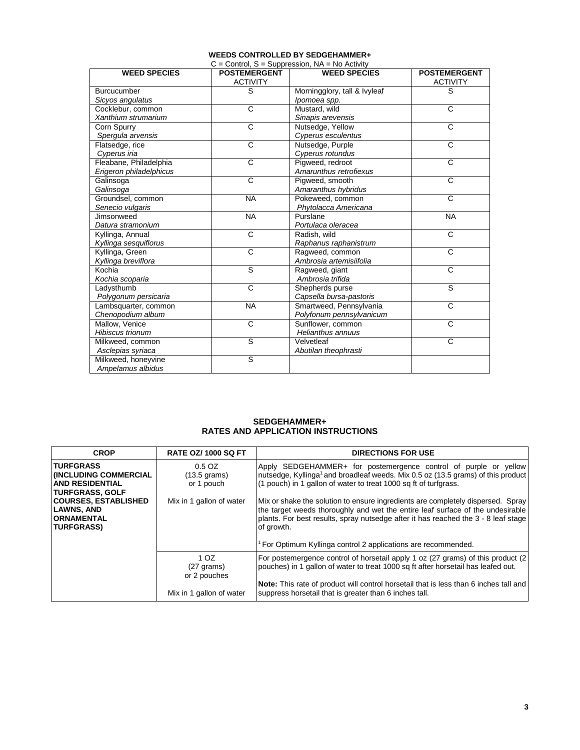### WEEDS CONTROLLED BY SEDGEHAMMER+

C = Control, S = Suppression, NA = No Activity

| WEED SPECIES | POSTEMERGENT ACTIVITY | WEED SPECIES | POSTEMERGENT ACTIVITY |
|---|---|---|---|
| Burcucumber *Sicyos angulatus* | S | Morningglory, tall & Ivyleaf *Ipomoea spp.* | S |
| Cocklebur, common *Xanthium strumarium* | C | Mustard, wild *Sinapis arevensis* | C |
| Corn Spurry *Spergula arvensis* | C | Nutsedge, Yellow *Cyperus esculentus* | C |
| Flatsedge, rice *Cyperus iria* | C | Nutsedge, Purple *Cyperus rotundus* | C |
| Fleabane, Philadelphia *Erigeron philadelphicus* | C | Pigweed, redroot *Amarunthus retrofiexus* | C |
| Galinsoga *Galinsoga* | C | Pigweed, smooth *Amaranthus hybridus* | C |
| Groundsel, common *Senecio vulgaris* | NA | Pokeweed, common *Phytolacca Americana* | C |
| Jimsonweed *Datura stramonium* | NA | Purslane *Portulaca oleracea* | NA |
| Kyllinga, Annual *Kyllinga sesquiflorus* | C | Radish, wild *Raphanus raphanistrum* | C |
| Kyllinga, Green *Kyllinga breviflora* | C | Ragweed, common *Ambrosia artemisiifolia* | C |
| Kochia *Kochia scoparia* | S | Ragweed, giant *Ambrosia trifida* | C |
| Ladysthumb *Polygonum persicaria* | C | Shepherds purse *Capsella bursa-pastoris* | S |
| Lambsquarter, common *Chenopodium album* | NA | Smartweed, Pennsylvania *Polyfonum pennsylvanicum* | C |
| Mallow, Venice *Hibiscus trionum* | C | Sunflower, common *Helianthus annuus* | C |
| Milkweed, common *Asclepias syriaca* | S | Velvetleaf *Abutilan theophrasti* | C |
| Milkweed, honeyvine *Ampelamus albidus* | S | | |

### SEDGEHAMMER+ RATES AND APPLICATION INSTRUCTIONS

| CROP | RATE OZ/ 1000 SQ FT | DIRECTIONS FOR USE |
|---|---|---|
| **TURFGRASS (INCLUDING COMMERCIAL AND RESIDENTIAL TURFGRASS, GOLF COURSES, ESTABLISHED LAWNS, AND ORNAMENTAL TURFGRASS)** | 0.5 OZ (13.5 grams) or 1 pouch<br><br>Mix in 1 gallon of water | Apply SEDGEHAMMER+ for postemergence control of purple or yellow nutsedge, Kyllinga[1] and broadleaf weeds. Mix 0.5 oz (13.5 grams) of this product (1 pouch) in 1 gallon of water to treat 1000 sq ft of turfgrass.<br><br>Mix or shake the solution to ensure ingredients are completely dispersed. Spray the target weeds thoroughly and wet the entire leaf surface of the undesirable plants. For best results, spray nutsedge after it has reached the 3 - 8 leaf stage of growth.<br><br>[1] For Optimum Kyllinga control 2 applications are recommended. |
| | 1 OZ (27 grams) or 2 pouches<br><br>Mix in 1 gallon of water | For postemergence control of horsetail apply 1 oz (27 grams) of this product (2 pouches) in 1 gallon of water to treat 1000 sq ft after horsetail has leafed out.<br><br>**Note:** This rate of product will control horsetail that is less than 6 inches tall and suppress horsetail that is greater than 6 inches tall. |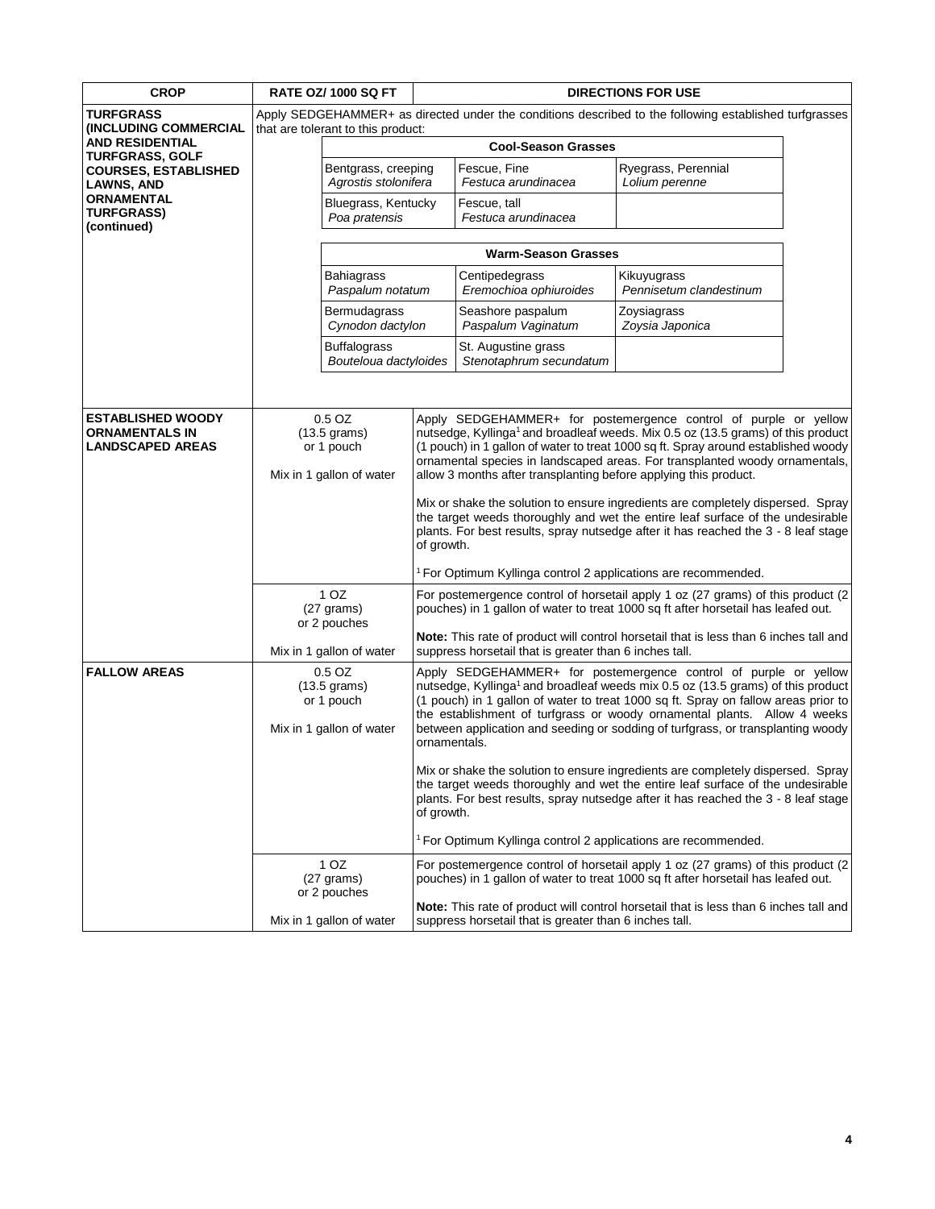| CROP | RATE OZ/ 1000 SQ FT | DIRECTIONS FOR USE |
|---|---|---|
| **TURFGRASS (INCLUDING COMMERCIAL AND RESIDENTIAL TURFGRASS, GOLF COURSES, ESTABLISHED LAWNS, AND ORNAMENTAL TURFGRASS) (continued)** | Apply SEDGEHAMMER+ as directed under the conditions described to the following established turfgrasses that are tolerant to this product: | |

**Cool-Season Grasses**

| | | |
|---|---|---|
| Bentgrass, creeping *Agrostis stolonifera* | Fescue, Fine *Festuca arundinacea* | Ryegrass, Perennial *Lolium perenne* |
| Bluegrass, Kentucky *Poa pratensis* | Fescue, tall *Festuca arundinacea* | |

**Warm-Season Grasses**

| | | |
|---|---|---|
| Bahiagrass *Paspalum notatum* | Centipedegrass *Eremochioa ophiuroides* | Kikuyugrass *Pennisetum clandestinum* |
| Bermudagrass *Cynodon dactylon* | Seashore paspalum *Paspalum Vaginatum* | Zoysiagrass *Zoysia Japonica* |
| Buffalograss *Bouteloua dactyloides* | St. Augustine grass *Stenotaphrum secundatum* | |

| CROP | RATE OZ/ 1000 SQ FT | DIRECTIONS FOR USE |
|---|---|---|
| **ESTABLISHED WOODY ORNAMENTALS IN LANDSCAPED AREAS** | 0.5 OZ (13.5 grams) or 1 pouch<br><br>Mix in 1 gallon of water | Apply SEDGEHAMMER+ for postemergence control of purple or yellow nutsedge, Kyllinga[1] and broadleaf weeds. Mix 0.5 oz (13.5 grams) of this product (1 pouch) in 1 gallon of water to treat 1000 sq ft. Spray around established woody ornamental species in landscaped areas. For transplanted woody ornamentals, allow 3 months after transplanting before applying this product.<br><br>Mix or shake the solution to ensure ingredients are completely dispersed. Spray the target weeds thoroughly and wet the entire leaf surface of the undesirable plants. For best results, spray nutsedge after it has reached the 3 - 8 leaf stage of growth.<br><br>[1] For Optimum Kyllinga control 2 applications are recommended. |
| | 1 OZ (27 grams) or 2 pouches<br><br>Mix in 1 gallon of water | For postemergence control of horsetail apply 1 oz (27 grams) of this product (2 pouches) in 1 gallon of water to treat 1000 sq ft after horsetail has leafed out.<br><br>**Note:** This rate of product will control horsetail that is less than 6 inches tall and suppress horsetail that is greater than 6 inches tall. |
| **FALLOW AREAS** | 0.5 OZ (13.5 grams) or 1 pouch<br><br>Mix in 1 gallon of water | Apply SEDGEHAMMER+ for postemergence control of purple or yellow nutsedge, Kyllinga[1] and broadleaf weeds mix 0.5 oz (13.5 grams) of this product (1 pouch) in 1 gallon of water to treat 1000 sq ft. Spray on fallow areas prior to the establishment of turfgrass or woody ornamental plants. Allow 4 weeks between application and seeding or sodding of turfgrass, or transplanting woody ornamentals.<br><br>Mix or shake the solution to ensure ingredients are completely dispersed. Spray the target weeds thoroughly and wet the entire leaf surface of the undesirable plants. For best results, spray nutsedge after it has reached the 3 - 8 leaf stage of growth.<br><br>[1] For Optimum Kyllinga control 2 applications are recommended. |
| | 1 OZ (27 grams) or 2 pouches<br><br>Mix in 1 gallon of water | For postemergence control of horsetail apply 1 oz (27 grams) of this product (2 pouches) in 1 gallon of water to treat 1000 sq ft after horsetail has leafed out.<br><br>**Note:** This rate of product will control horsetail that is less than 6 inches tall and suppress horsetail that is greater than 6 inches tall. |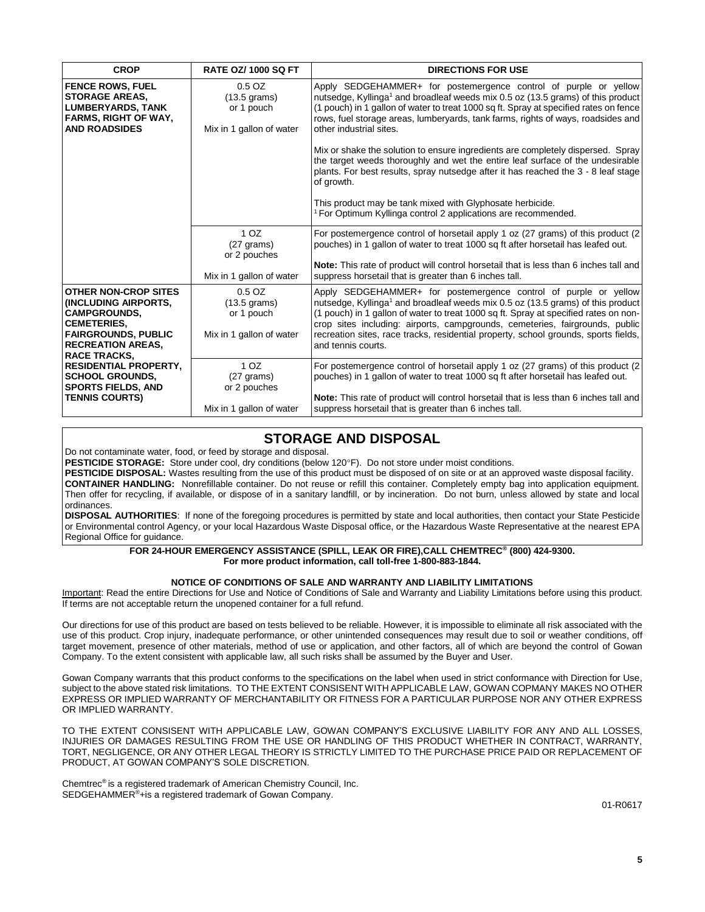| CROP | RATE OZ/ 1000 SQ FT | DIRECTIONS FOR USE |
| --- | --- | --- |
| **FENCE ROWS, FUEL STORAGE AREAS, LUMBERYARDS, TANK FARMS, RIGHT OF WAY, AND ROADSIDES** | 0.5 OZ (13.5 grams) or 1 pouch<br><br>Mix in 1 gallon of water | Apply SEDGEHAMMER+ for postemergence control of purple or yellow nutsedge, Kyllinga[1] and broadleaf weeds mix 0.5 oz (13.5 grams) of this product (1 pouch) in 1 gallon of water to treat 1000 sq ft. Spray at specified rates on fence rows, fuel storage areas, lumberyards, tank farms, rights of ways, roadsides and other industrial sites.<br><br>Mix or shake the solution to ensure ingredients are completely dispersed. Spray the target weeds thoroughly and wet the entire leaf surface of the undesirable plants. For best results, spray nutsedge after it has reached the 3 - 8 leaf stage of growth.<br><br>This product may be tank mixed with Glyphosate herbicide.<br>[1] For Optimum Kyllinga control 2 applications are recommended. |
| | 1 OZ (27 grams) or 2 pouches<br><br>Mix in 1 gallon of water | For postemergence control of horsetail apply 1 oz (27 grams) of this product (2 pouches) in 1 gallon of water to treat 1000 sq ft after horsetail has leafed out.<br><br>**Note:** This rate of product will control horsetail that is less than 6 inches tall and suppress horsetail that is greater than 6 inches tall. |
| **OTHER NON-CROP SITES (INCLUDING AIRPORTS, CAMPGROUNDS, CEMETERIES, FAIRGROUNDS, PUBLIC RECREATION AREAS, RACE TRACKS, RESIDENTIAL PROPERTY, SCHOOL GROUNDS, SPORTS FIELDS, AND TENNIS COURTS)** | 0.5 OZ (13.5 grams) or 1 pouch<br><br>Mix in 1 gallon of water | Apply SEDGEHAMMER+ for postemergence control of purple or yellow nutsedge, Kyllinga[1] and broadleaf weeds mix 0.5 oz (13.5 grams) of this product (1 pouch) in 1 gallon of water to treat 1000 sq ft. Spray at specified rates on non-crop sites including: airports, campgrounds, cemeteries, fairgrounds, public recreation sites, race tracks, residential property, school grounds, sports fields, and tennis courts. |
| | 1 OZ (27 grams) or 2 pouches<br><br>Mix in 1 gallon of water | For postemergence control of horsetail apply 1 oz (27 grams) of this product (2 pouches) in 1 gallon of water to treat 1000 sq ft after horsetail has leafed out.<br><br>**Note:** This rate of product will control horsetail that is less than 6 inches tall and suppress horsetail that is greater than 6 inches tall. |

## STORAGE AND DISPOSAL

Do not contaminate water, food, or feed by storage and disposal.

**PESTICIDE STORAGE:** Store under cool, dry conditions (below 120°F). Do not store under moist conditions.

**PESTICIDE DISPOSAL:** Wastes resulting from the use of this product must be disposed of on site or at an approved waste disposal facility.

**CONTAINER HANDLING:** Nonrefillable container. Do not reuse or refill this container. Completely empty bag into application equipment. Then offer for recycling, if available, or dispose of in a sanitary landfill, or by incineration. Do not burn, unless allowed by state and local ordinances.

**DISPOSAL AUTHORITIES**: If none of the foregoing procedures is permitted by state and local authorities, then contact your State Pesticide or Environmental control Agency, or your local Hazardous Waste Disposal office, or the Hazardous Waste Representative at the nearest EPA Regional Office for guidance.

**FOR 24-HOUR EMERGENCY ASSISTANCE (SPILL, LEAK OR FIRE),CALL CHEMTREC® (800) 424-9300.**
**For more product information, call toll-free 1-800-883-1844.**

**NOTICE OF CONDITIONS OF SALE AND WARRANTY AND LIABILITY LIMITATIONS**

Important: Read the entire Directions for Use and Notice of Conditions of Sale and Warranty and Liability Limitations before using this product. If terms are not acceptable return the unopened container for a full refund.

Our directions for use of this product are based on tests believed to be reliable. However, it is impossible to eliminate all risk associated with the use of this product. Crop injury, inadequate performance, or other unintended consequences may result due to soil or weather conditions, off target movement, presence of other materials, method of use or application, and other factors, all of which are beyond the control of Gowan Company. To the extent consistent with applicable law, all such risks shall be assumed by the Buyer and User.

Gowan Company warrants that this product conforms to the specifications on the label when used in strict conformance with Direction for Use, subject to the above stated risk limitations. TO THE EXTENT CONSISENT WITH APPLICABLE LAW, GOWAN COPMANY MAKES NO OTHER EXPRESS OR IMPLIED WARRANTY OF MERCHANTABILITY OR FITNESS FOR A PARTICULAR PURPOSE NOR ANY OTHER EXPRESS OR IMPLIED WARRANTY.

TO THE EXTENT CONSISENT WITH APPLICABLE LAW, GOWAN COMPANY'S EXCLUSIVE LIABILITY FOR ANY AND ALL LOSSES, INJURIES OR DAMAGES RESULTING FROM THE USE OR HANDLING OF THIS PRODUCT WHETHER IN CONTRACT, WARRANTY, TORT, NEGLIGENCE, OR ANY OTHER LEGAL THEORY IS STRICTLY LIMITED TO THE PURCHASE PRICE PAID OR REPLACEMENT OF PRODUCT, AT GOWAN COMPANY'S SOLE DISCRETION.

Chemtrec® is a registered trademark of American Chemistry Council, Inc.
SEDGEHAMMER®+is a registered trademark of Gowan Company.

01-R0617